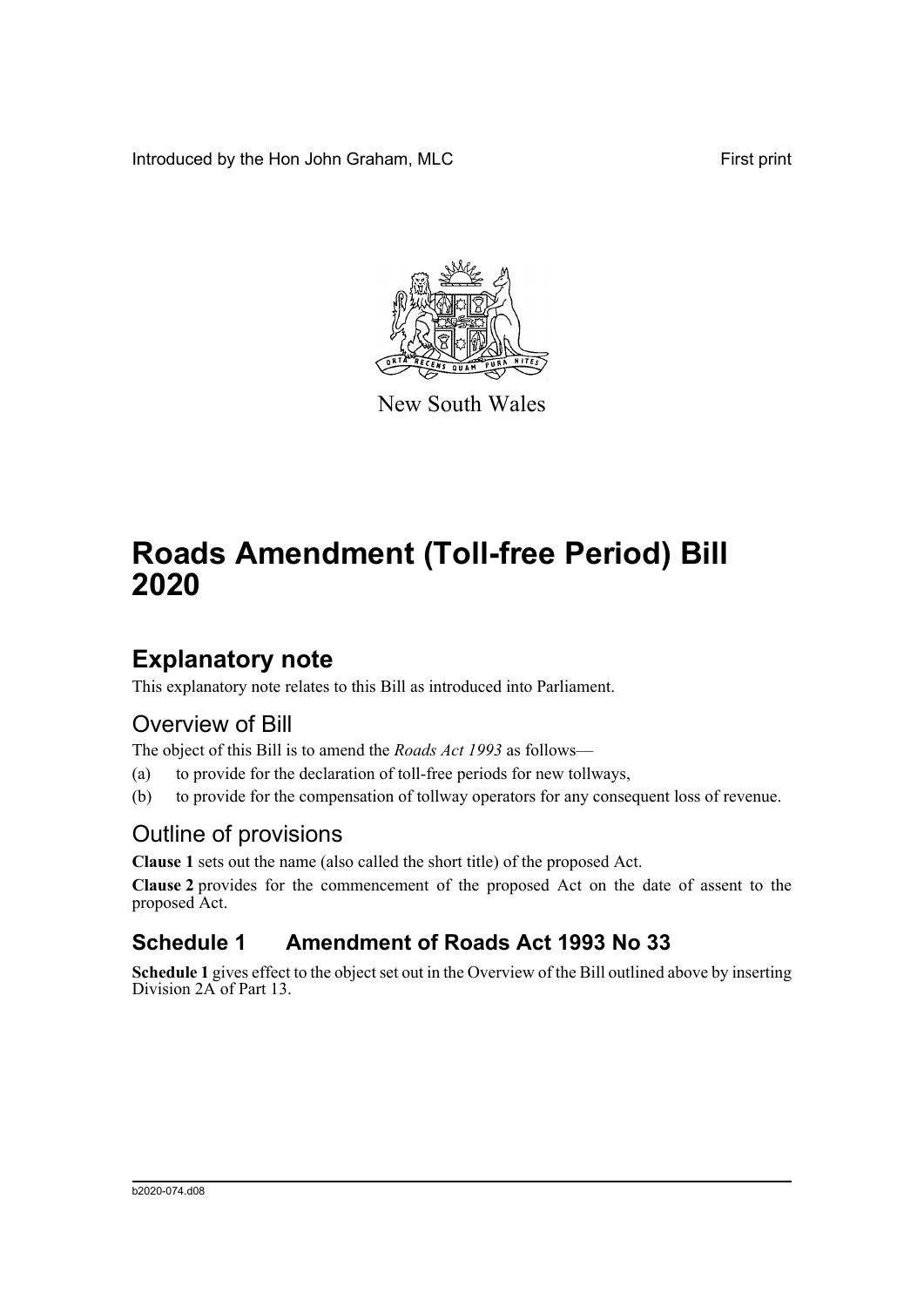Introduced by the Hon John Graham, MLC First print

New South Wales

# Roads Amendment (Toll-free Period) Bill 2020

## Explanatory note

This explanatory note relates to this Bill as introduced into Parliament.

### Overview of Bill

The object of this Bill is to amend the *Roads Act 1993* as follows—

(a) to provide for the declaration of toll-free periods for new tollways,

(b) to provide for the compensation of tollway operators for any consequent loss of revenue.

### Outline of provisions

**Clause 1** sets out the name (also called the short title) of the proposed Act.

**Clause 2** provides for the commencement of the proposed Act on the date of assent to the proposed Act.

### Schedule 1 Amendment of Roads Act 1993 No 33

**Schedule 1** gives effect to the object set out in the Overview of the Bill outlined above by inserting Division 2A of Part 13.

b2020-074.d08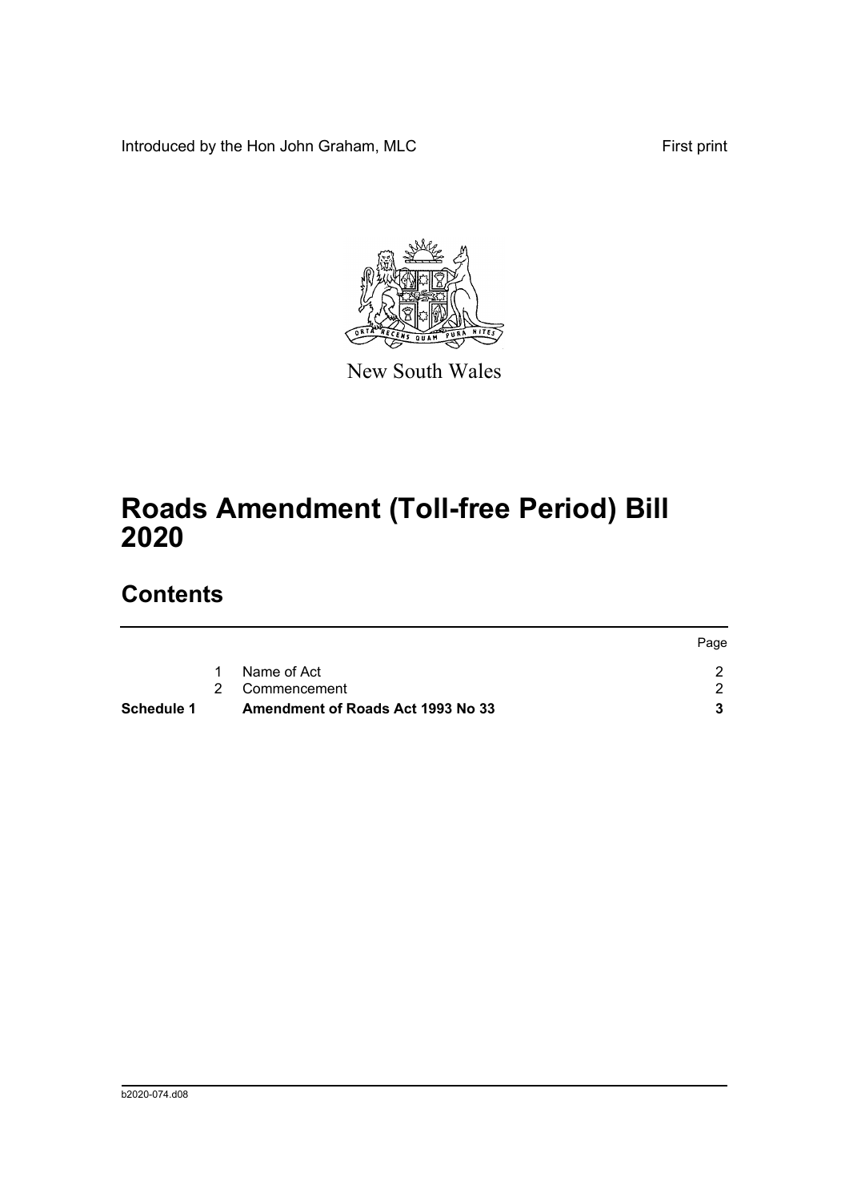Introduced by the Hon John Graham, MLC

First print

New South Wales

# Roads Amendment (Toll-free Period) Bill 2020

## Contents

| | | | Page |
|---|---|---|---|
| | 1 | Name of Act | 2 |
| | 2 | Commencement | 2 |
| **Schedule 1** | | **Amendment of Roads Act 1993 No 33** | **3** |

b2020-074.d08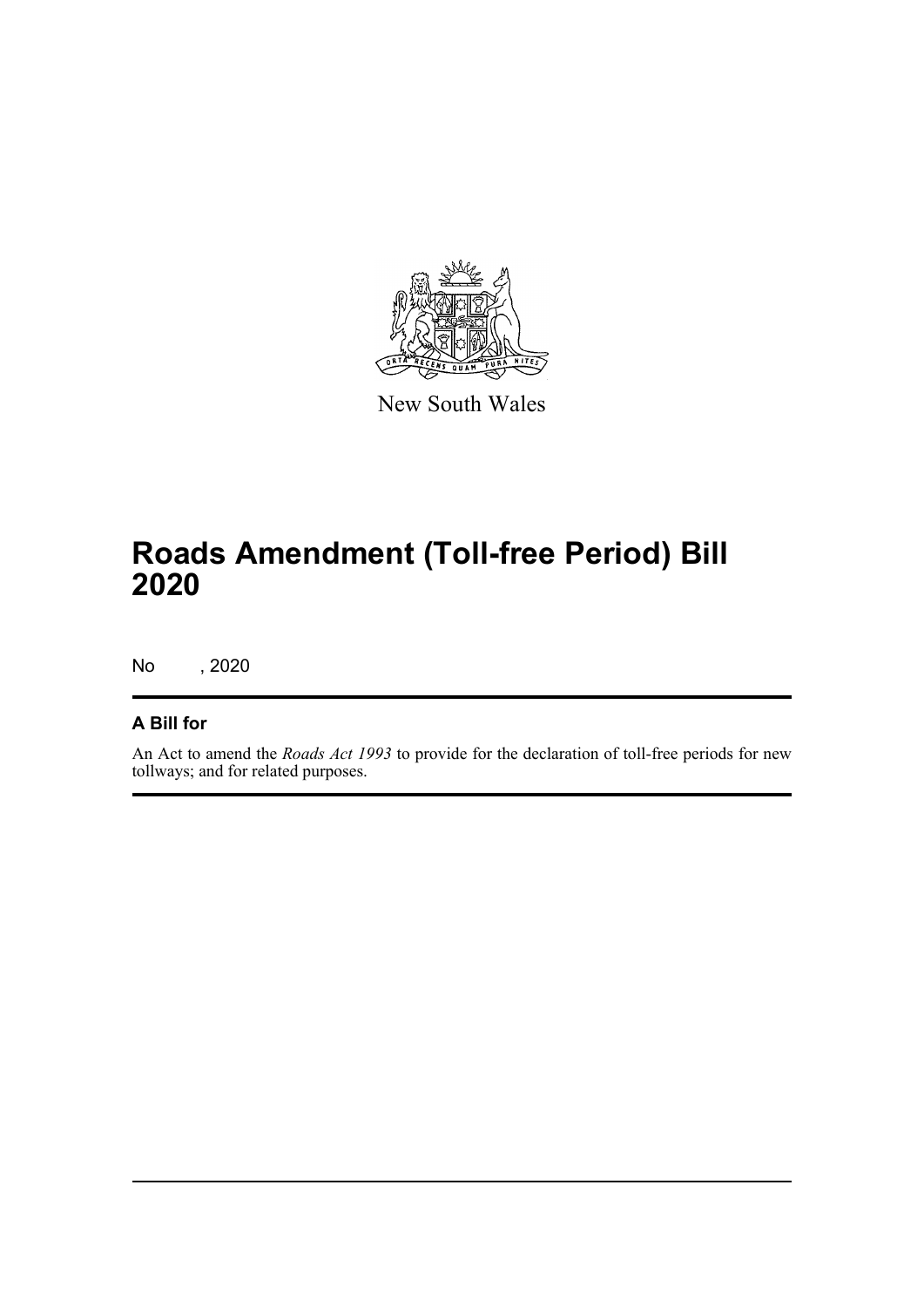New South Wales

# Roads Amendment (Toll-free Period) Bill 2020

No , 2020

## A Bill for

An Act to amend the *Roads Act 1993* to provide for the declaration of toll-free periods for new tollways; and for related purposes.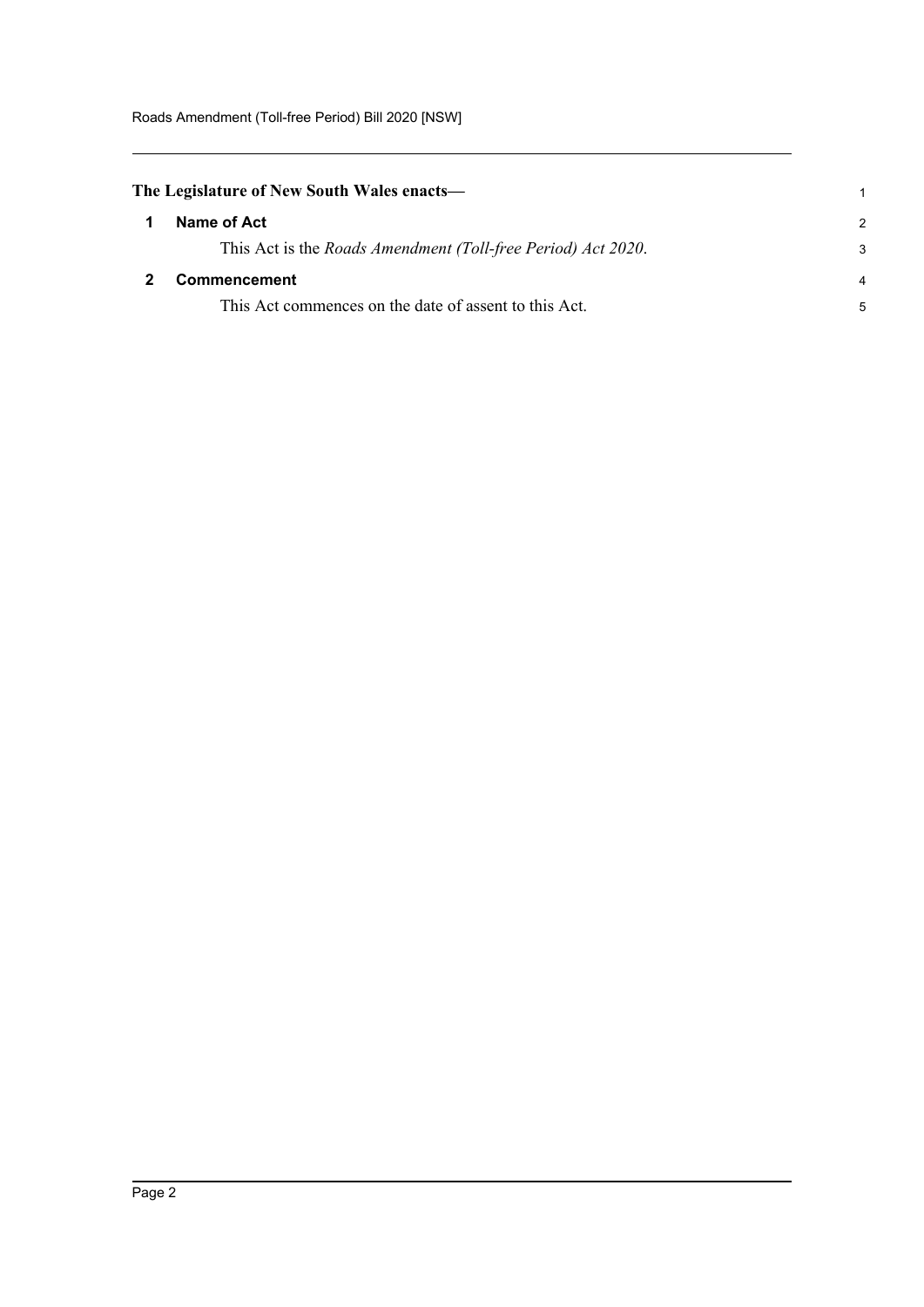**The Legislature of New South Wales enacts—**

## 1 Name of Act

This Act is the *Roads Amendment (Toll-free Period) Act 2020*.

## 2 Commencement

This Act commences on the date of assent to this Act.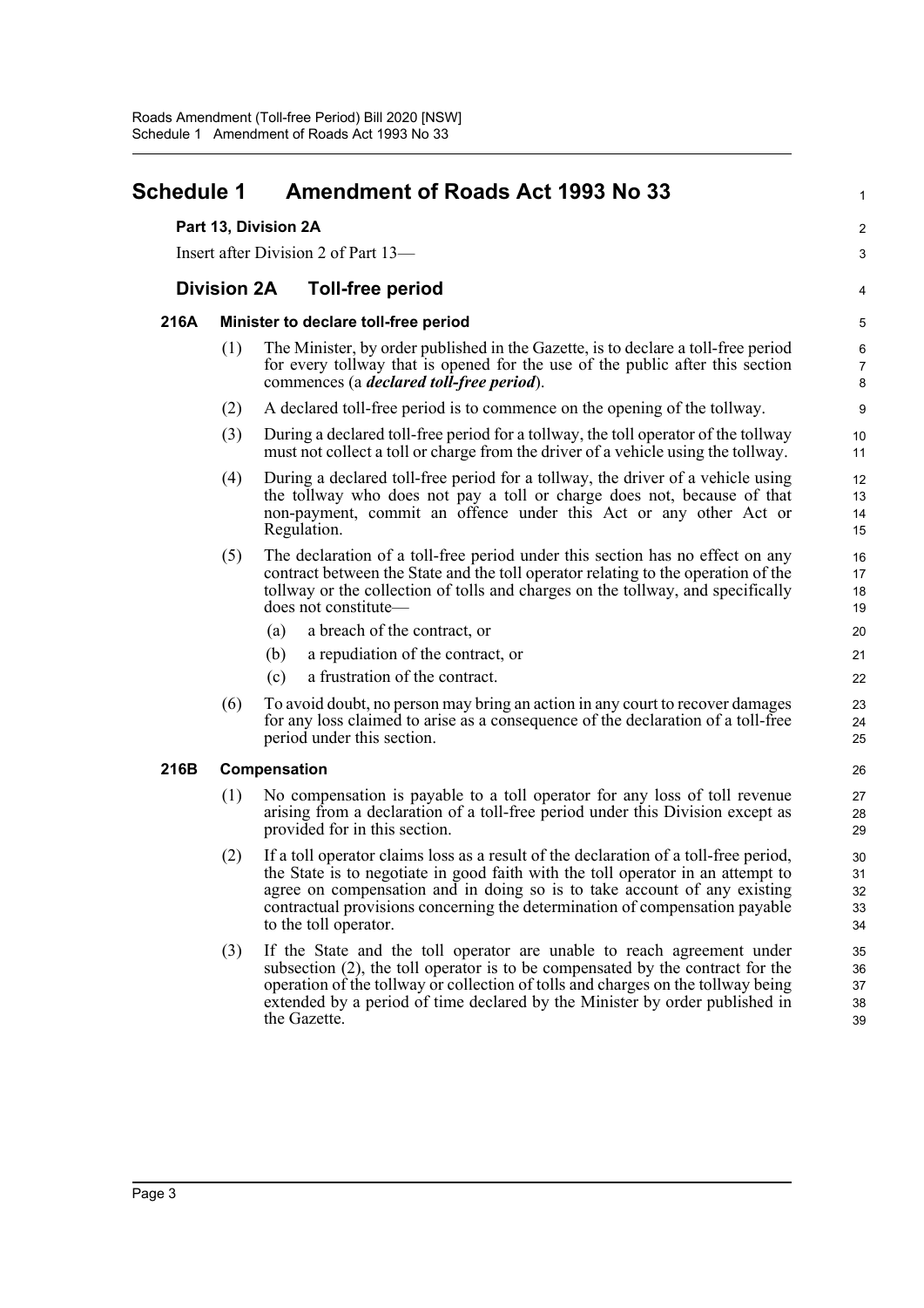# Schedule 1 Amendment of Roads Act 1993 No 33

**Part 13, Division 2A**

Insert after Division 2 of Part 13—

## Division 2A Toll-free period

### 216A Minister to declare toll-free period

(1) The Minister, by order published in the Gazette, is to declare a toll-free period for every tollway that is opened for the use of the public after this section commences (a ***declared toll-free period***).

(2) A declared toll-free period is to commence on the opening of the tollway.

(3) During a declared toll-free period for a tollway, the toll operator of the tollway must not collect a toll or charge from the driver of a vehicle using the tollway.

(4) During a declared toll-free period for a tollway, the driver of a vehicle using the tollway who does not pay a toll or charge does not, because of that non-payment, commit an offence under this Act or any other Act or Regulation.

(5) The declaration of a toll-free period under this section has no effect on any contract between the State and the toll operator relating to the operation of the tollway or the collection of tolls and charges on the tollway, and specifically does not constitute—

(a) a breach of the contract, or

(b) a repudiation of the contract, or

(c) a frustration of the contract.

(6) To avoid doubt, no person may bring an action in any court to recover damages for any loss claimed to arise as a consequence of the declaration of a toll-free period under this section.

### 216B Compensation

(1) No compensation is payable to a toll operator for any loss of toll revenue arising from a declaration of a toll-free period under this Division except as provided for in this section.

(2) If a toll operator claims loss as a result of the declaration of a toll-free period, the State is to negotiate in good faith with the toll operator in an attempt to agree on compensation and in doing so is to take account of any existing contractual provisions concerning the determination of compensation payable to the toll operator.

(3) If the State and the toll operator are unable to reach agreement under subsection (2), the toll operator is to be compensated by the contract for the operation of the tollway or collection of tolls and charges on the tollway being extended by a period of time declared by the Minister by order published in the Gazette.